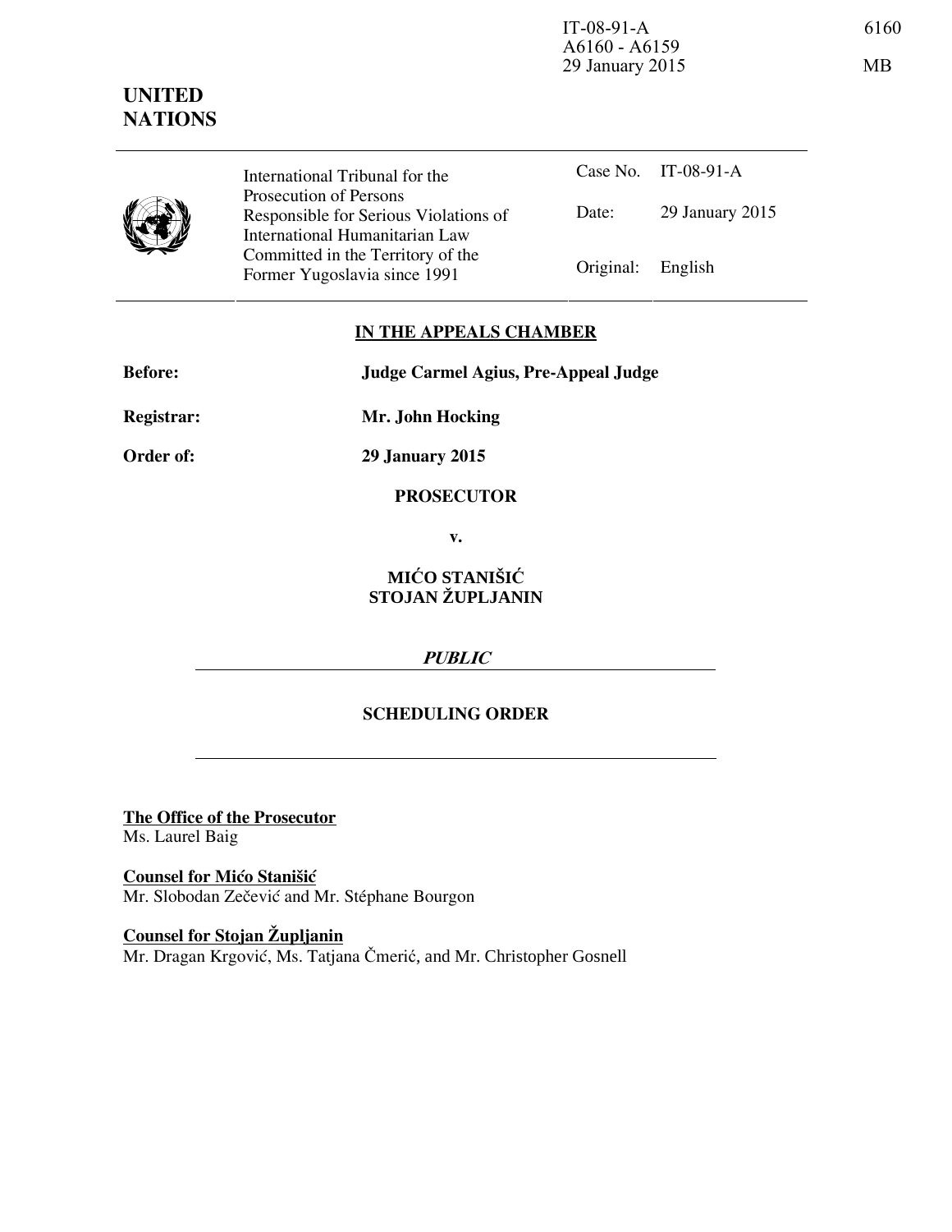IT-08-91-A
A6160 - A6159
29 January 2015

6160

MB

**UNITED NATIONS**

| | International Tribunal for the Prosecution of Persons Responsible for Serious Violations of International Humanitarian Law Committed in the Territory of the Former Yugoslavia since 1991 | Case No. | IT-08-91-A |
|---|---|---|---|
| | | Date: | 29 January 2015 |
| | | Original: | English |

**IN THE APPEALS CHAMBER**

**Before:** **Judge Carmel Agius, Pre-Appeal Judge**

**Registrar:** **Mr. John Hocking**

**Order of:** **29 January 2015**

**PROSECUTOR**

**v.**

**MIĆO STANIŠIĆ**
**STOJAN ŽUPLJANIN**

***PUBLIC***

**SCHEDULING ORDER**

**The Office of the Prosecutor**
Ms. Laurel Baig

**Counsel for Mićo Stanišić**
Mr. Slobodan Zečević and Mr. Stéphane Bourgon

**Counsel for Stojan Župljanin**
Mr. Dragan Krgović, Ms. Tatjana Čmerić, and Mr. Christopher Gosnell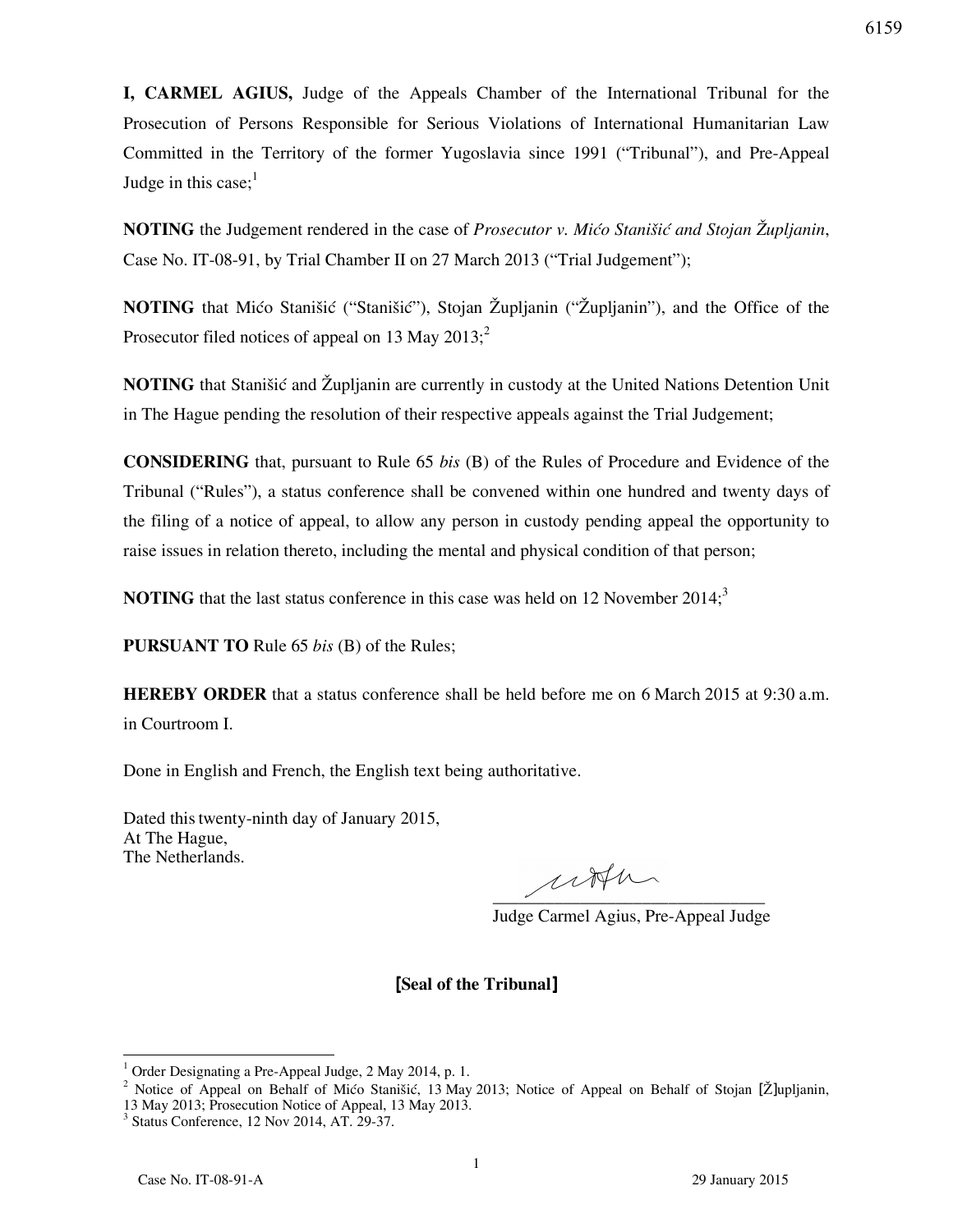**I, CARMEL AGIUS,** Judge of the Appeals Chamber of the International Tribunal for the Prosecution of Persons Responsible for Serious Violations of International Humanitarian Law Committed in the Territory of the former Yugoslavia since 1991 ("Tribunal"), and Pre-Appeal Judge in this case;[1]

**NOTING** the Judgement rendered in the case of *Prosecutor v. Mićo Stanišić and Stojan Župljanin*, Case No. IT-08-91, by Trial Chamber II on 27 March 2013 ("Trial Judgement");

**NOTING** that Mićo Stanišić ("Stanišić"), Stojan Župljanin ("Župljanin"), and the Office of the Prosecutor filed notices of appeal on 13 May 2013;[2]

**NOTING** that Stanišić and Župljanin are currently in custody at the United Nations Detention Unit in The Hague pending the resolution of their respective appeals against the Trial Judgement;

**CONSIDERING** that, pursuant to Rule 65 *bis* (B) of the Rules of Procedure and Evidence of the Tribunal ("Rules"), a status conference shall be convened within one hundred and twenty days of the filing of a notice of appeal, to allow any person in custody pending appeal the opportunity to raise issues in relation thereto, including the mental and physical condition of that person;

**NOTING** that the last status conference in this case was held on 12 November 2014;[3]

**PURSUANT TO** Rule 65 *bis* (B) of the Rules;

**HEREBY ORDER** that a status conference shall be held before me on 6 March 2015 at 9:30 a.m. in Courtroom I.

Done in English and French, the English text being authoritative.

Dated this twenty-ninth day of January 2015,
At The Hague,
The Netherlands.

Judge Carmel Agius, Pre-Appeal Judge

**[Seal of the Tribunal]**

---

[1] Order Designating a Pre-Appeal Judge, 2 May 2014, p. 1.

[2] Notice of Appeal on Behalf of Mićo Stanišić, 13 May 2013; Notice of Appeal on Behalf of Stojan [Ž]upljanin, 13 May 2013; Prosecution Notice of Appeal, 13 May 2013.

[3] Status Conference, 12 Nov 2014, AT. 29-37.